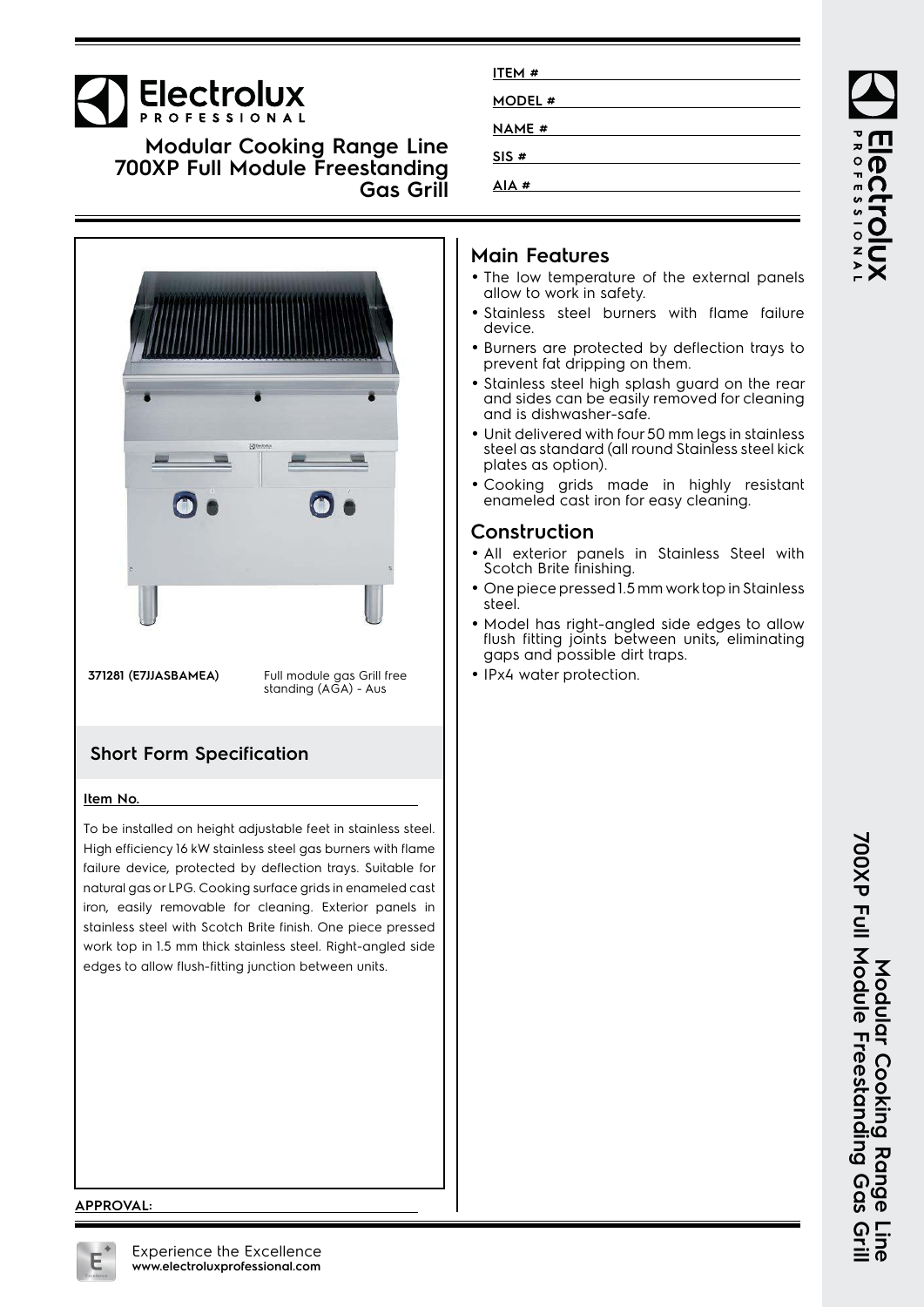# Electrolux PROFESSIONAL

## Modular Cooking Range Line 700XP Full Module Freestanding Gas Grill

ITEM #

MODEL #

NAME #

SIS #

AIA #

**371281 (E7JJASBAMEA)** Full module gas Grill free standing (AGA) - Aus

## Short Form Specification

**Item No.**

To be installed on height adjustable feet in stainless steel. High efficiency 16 kW stainless steel gas burners with flame failure device, protected by deflection trays. Suitable for natural gas or LPG. Cooking surface grids in enameled cast iron, easily removable for cleaning. Exterior panels in stainless steel with Scotch Brite finish. One piece pressed work top in 1.5 mm thick stainless steel. Right-angled side edges to allow flush-fitting junction between units.

## Main Features

- The low temperature of the external panels allow to work in safety.
- Stainless steel burners with flame failure device.
- Burners are protected by deflection trays to prevent fat dripping on them.
- Stainless steel high splash guard on the rear and sides can be easily removed for cleaning and is dishwasher-safe.
- Unit delivered with four 50 mm legs in stainless steel as standard (all round Stainless steel kick plates as option).
- Cooking grids made in highly resistant enameled cast iron for easy cleaning.

## Construction

- All exterior panels in Stainless Steel with Scotch Brite finishing.
- One piece pressed 1.5 mm work top in Stainless steel.
- Model has right-angled side edges to allow flush fitting joints between units, eliminating gaps and possible dirt traps.
- IPx4 water protection.

APPROVAL:

Experience the Excellence
www.electroluxprofessional.com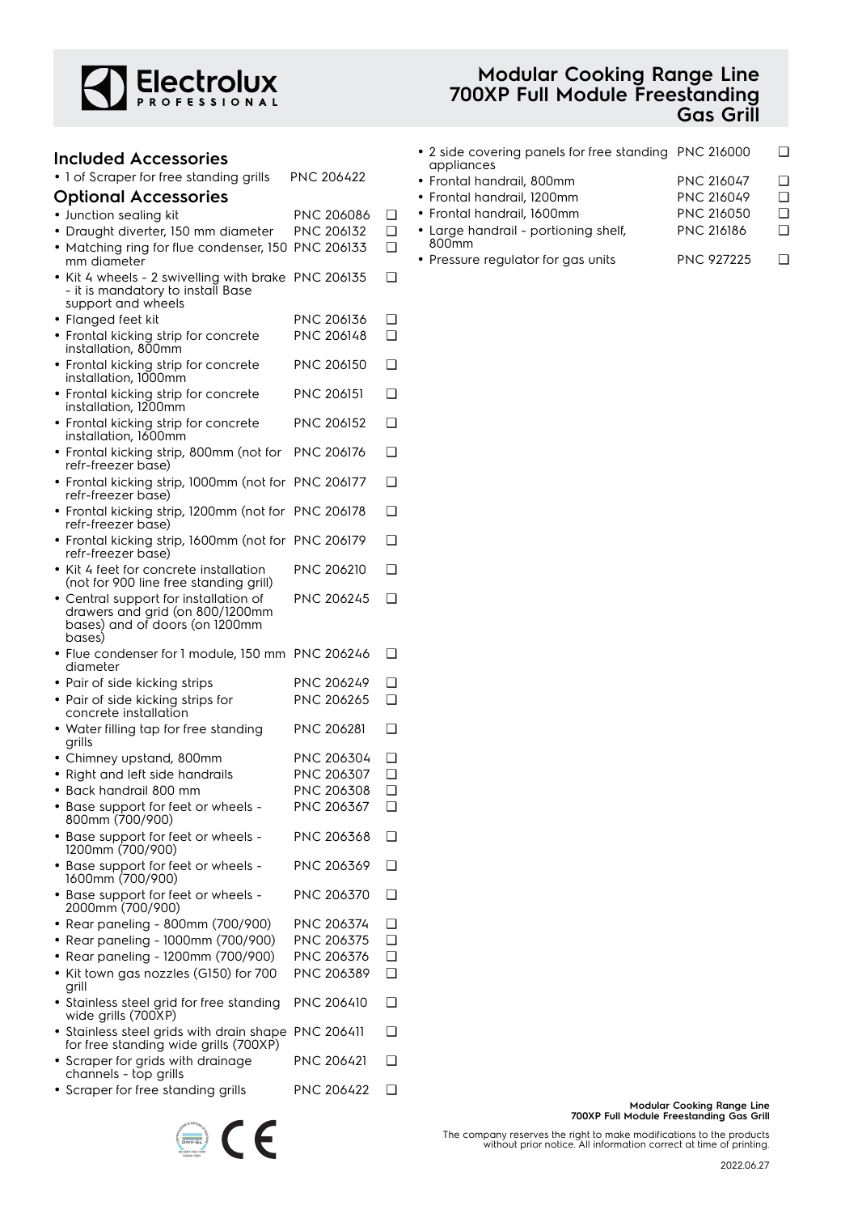## Included Accessories

- 1 of Scraper for free standing grills PNC 206422

## Optional Accessories

- Junction sealing kit PNC 206086 ❑
- Draught diverter, 150 mm diameter PNC 206132 ❑
- Matching ring for flue condenser, 150 mm diameter PNC 206133 ❑
- Kit 4 wheels - 2 swivelling with brake - it is mandatory to install Base support and wheels PNC 206135 ❑
- Flanged feet kit PNC 206136 ❑
- Frontal kicking strip for concrete installation, 800mm PNC 206148 ❑
- Frontal kicking strip for concrete installation, 1000mm PNC 206150 ❑
- Frontal kicking strip for concrete installation, 1200mm PNC 206151 ❑
- Frontal kicking strip for concrete installation, 1600mm PNC 206152 ❑
- Frontal kicking strip, 800mm (not for refr-freezer base) PNC 206176 ❑
- Frontal kicking strip, 1000mm (not for refr-freezer base) PNC 206177 ❑
- Frontal kicking strip, 1200mm (not for refr-freezer base) PNC 206178 ❑
- Frontal kicking strip, 1600mm (not for refr-freezer base) PNC 206179 ❑
- Kit 4 feet for concrete installation (not for 900 line free standing grill) PNC 206210 ❑
- Central support for installation of drawers and grid (on 800/1200mm bases) and of doors (on 1200mm bases) PNC 206245 ❑
- Flue condenser for 1 module, 150 mm diameter PNC 206246 ❑
- Pair of side kicking strips PNC 206249 ❑
- Pair of side kicking strips for concrete installation PNC 206265 ❑
- Water filling tap for free standing grills PNC 206281 ❑
- Chimney upstand, 800mm PNC 206304 ❑
- Right and left side handrails PNC 206307 ❑
- Back handrail 800 mm PNC 206308 ❑
- Base support for feet or wheels - 800mm (700/900) PNC 206367 ❑
- Base support for feet or wheels - 1200mm (700/900) PNC 206368 ❑
- Base support for feet or wheels - 1600mm (700/900) PNC 206369 ❑
- Base support for feet or wheels - 2000mm (700/900) PNC 206370 ❑
- Rear paneling - 800mm (700/900) PNC 206374 ❑
- Rear paneling - 1000mm (700/900) PNC 206375 ❑
- Rear paneling - 1200mm (700/900) PNC 206376 ❑
- Kit town gas nozzles (G150) for 700 grill PNC 206389 ❑
- Stainless steel grid for free standing wide grills (700XP) PNC 206410 ❑
- Stainless steel grids with drain shape for free standing wide grills (700XP) PNC 206411 ❑
- Scraper for grids with drainage channels - top grills PNC 206421 ❑
- Scraper for free standing grills PNC 206422 ❑
- 2 side covering panels for free standing appliances PNC 216000 ❑
- Frontal handrail, 800mm PNC 216047 ❑
- Frontal handrail, 1200mm PNC 216049 ❑
- Frontal handrail, 1600mm PNC 216050 ❑
- Large handrail - portioning shelf, 800mm PNC 216186 ❑
- Pressure regulator for gas units PNC 927225 ❑

The company reserves the right to make modifications to the products without prior notice. All information correct at time of printing.

2022.06.27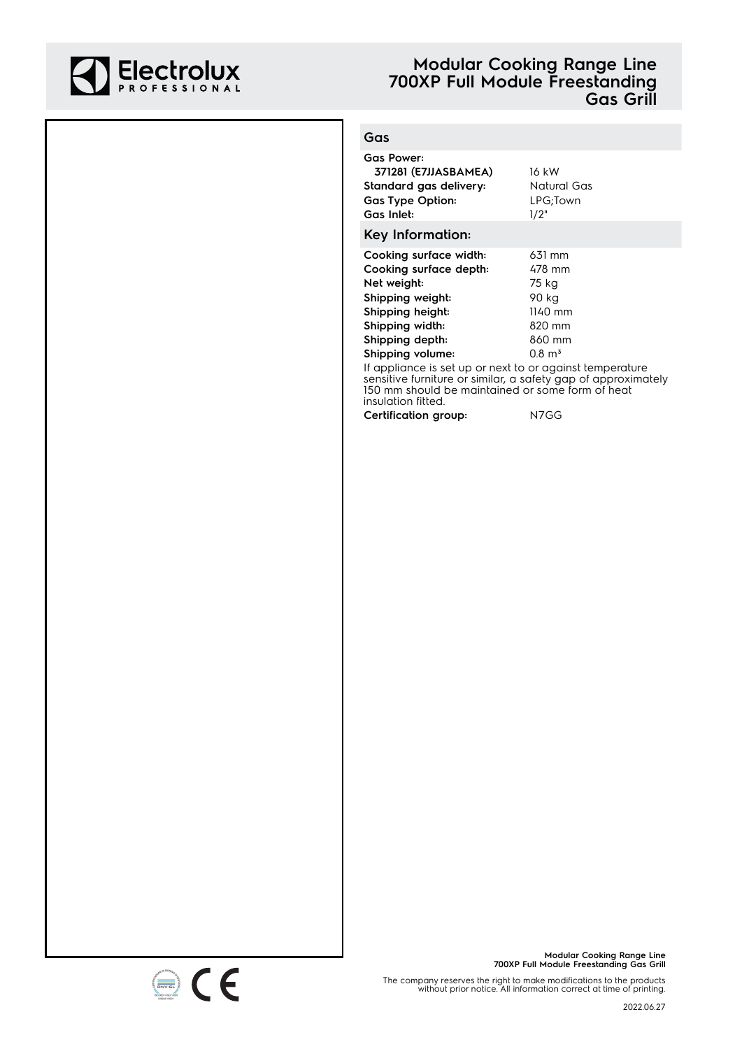## Gas

| | |
|---|---|
| **Gas Power:** | |
| **371281 (E7JJASBAMEA)** | 16 kW |
| **Standard gas delivery:** | Natural Gas |
| **Gas Type Option:** | LPG;Town |
| **Gas Inlet:** | 1/2" |

## Key Information:

| | |
|---|---|
| **Cooking surface width:** | 631 mm |
| **Cooking surface depth:** | 478 mm |
| **Net weight:** | 75 kg |
| **Shipping weight:** | 90 kg |
| **Shipping height:** | 1140 mm |
| **Shipping width:** | 820 mm |
| **Shipping depth:** | 860 mm |
| **Shipping volume:** | 0.8 m³ |

If appliance is set up or next to or against temperature sensitive furniture or similar, a safety gap of approximately 150 mm should be maintained or some form of heat insulation fitted.

**Certification group:** N7GG

The company reserves the right to make modifications to the products without prior notice. All information correct at time of printing.

2022.06.27